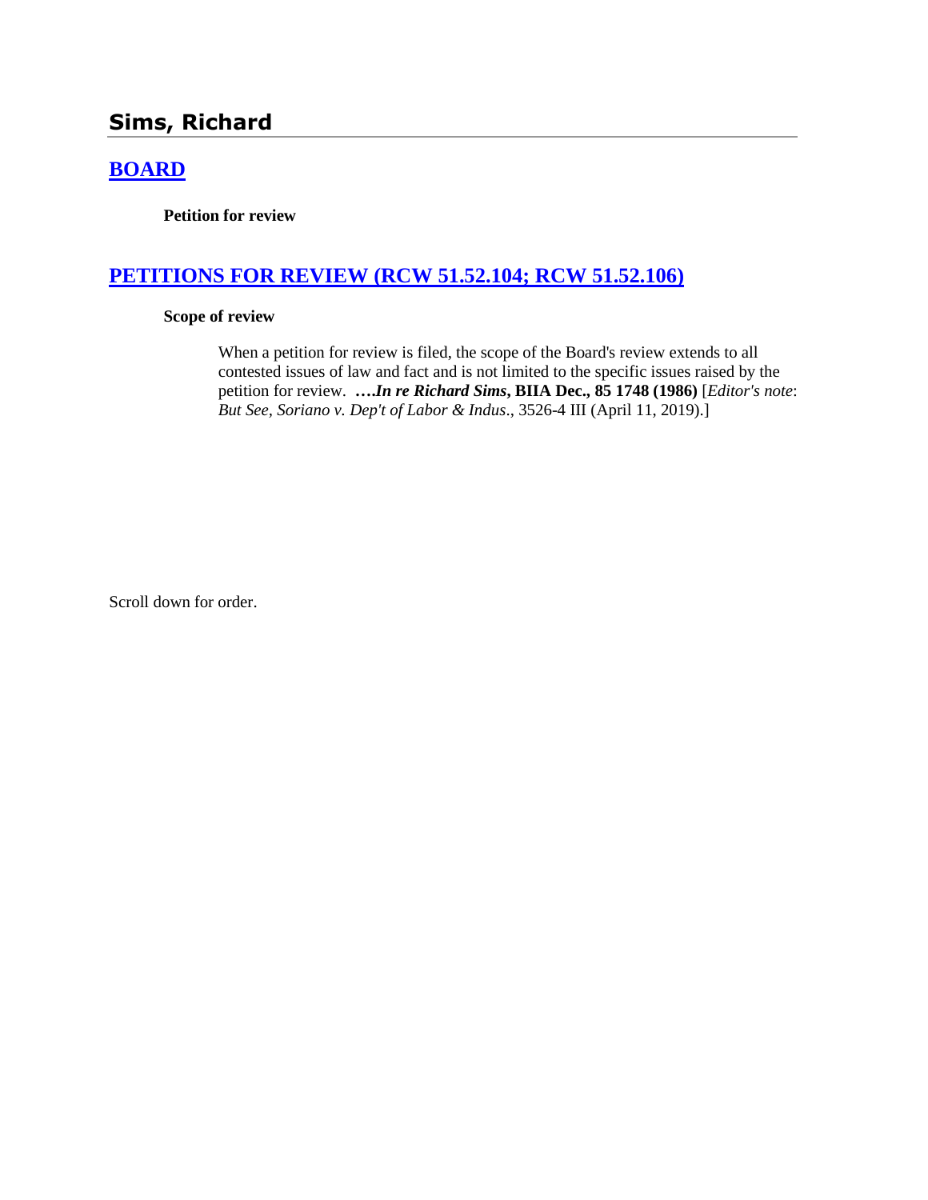## Sims, Richard

### [BOARD]

**Petition for review**

### [PETITIONS FOR REVIEW (RCW 51.52.104; RCW 51.52.106)]

**Scope of review**

When a petition for review is filed, the scope of the Board's review extends to all contested issues of law and fact and is not limited to the specific issues raised by the petition for review. ****….In re Richard Sims*, BIIA Dec., 85 1748 (1986)** [*Editor's note*: *But See*, *Soriano v. Dep't of Labor & Indus*., 3526-4 III (April 11, 2019).]

Scroll down for order.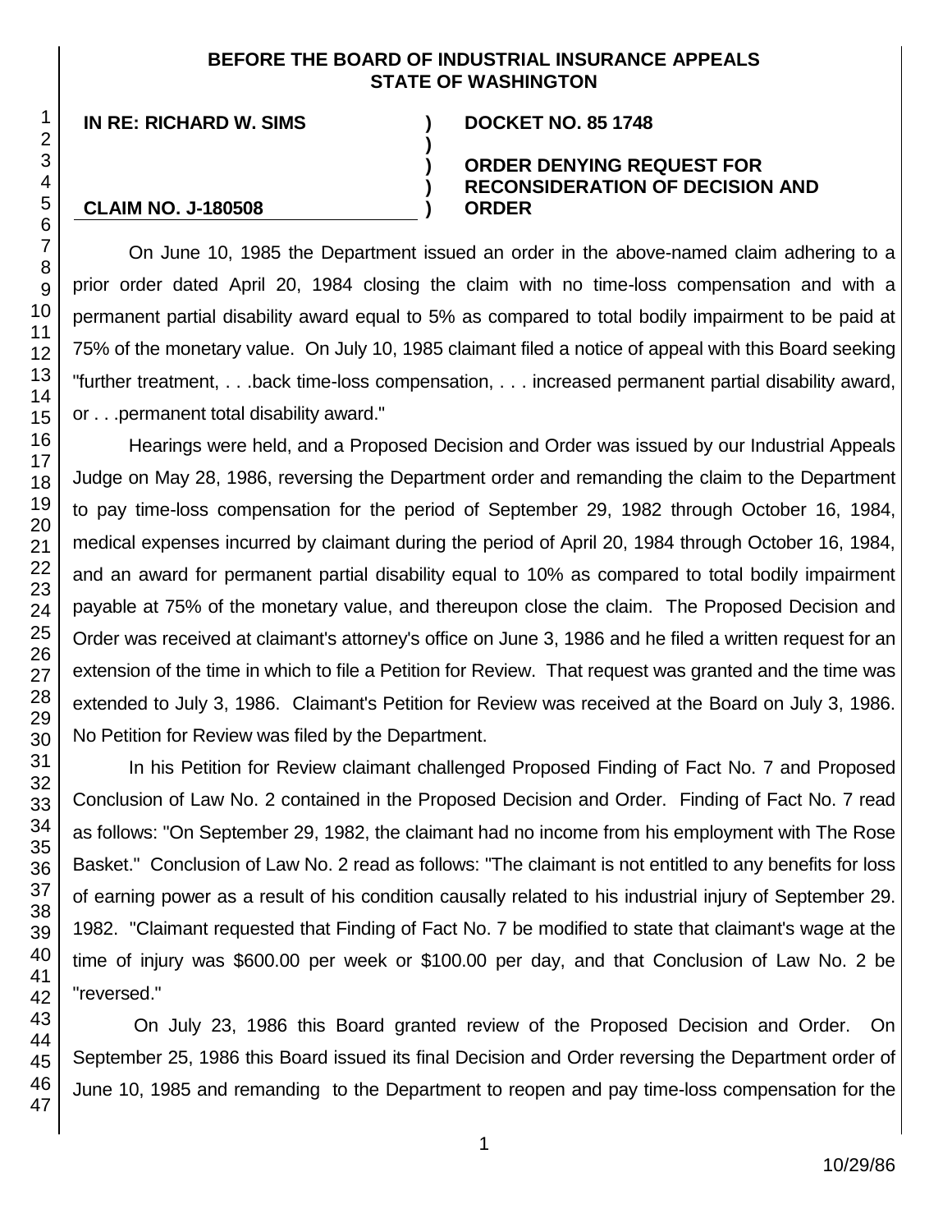**BEFORE THE BOARD OF INDUSTRIAL INSURANCE APPEALS**
**STATE OF WASHINGTON**

| | | |
|---|---|---|
| **IN RE: RICHARD W. SIMS** | **)** | **DOCKET NO. 85 1748** |
| | **)** | |
| | **)** | **ORDER DENYING REQUEST FOR** |
| | **)** | **RECONSIDERATION OF DECISION AND** |
| **CLAIM NO. J-180508** | **)** | **ORDER** |

On June 10, 1985 the Department issued an order in the above-named claim adhering to a prior order dated April 20, 1984 closing the claim with no time-loss compensation and with a permanent partial disability award equal to 5% as compared to total bodily impairment to be paid at 75% of the monetary value. On July 10, 1985 claimant filed a notice of appeal with this Board seeking "further treatment, . . .back time-loss compensation, . . . increased permanent partial disability award, or . . .permanent total disability award."

Hearings were held, and a Proposed Decision and Order was issued by our Industrial Appeals Judge on May 28, 1986, reversing the Department order and remanding the claim to the Department to pay time-loss compensation for the period of September 29, 1982 through October 16, 1984, medical expenses incurred by claimant during the period of April 20, 1984 through October 16, 1984, and an award for permanent partial disability equal to 10% as compared to total bodily impairment payable at 75% of the monetary value, and thereupon close the claim. The Proposed Decision and Order was received at claimant's attorney's office on June 3, 1986 and he filed a written request for an extension of the time in which to file a Petition for Review. That request was granted and the time was extended to July 3, 1986. Claimant's Petition for Review was received at the Board on July 3, 1986. No Petition for Review was filed by the Department.

In his Petition for Review claimant challenged Proposed Finding of Fact No. 7 and Proposed Conclusion of Law No. 2 contained in the Proposed Decision and Order. Finding of Fact No. 7 read as follows: "On September 29, 1982, the claimant had no income from his employment with The Rose Basket." Conclusion of Law No. 2 read as follows: "The claimant is not entitled to any benefits for loss of earning power as a result of his condition causally related to his industrial injury of September 29. 1982. "Claimant requested that Finding of Fact No. 7 be modified to state that claimant's wage at the time of injury was $600.00 per week or $100.00 per day, and that Conclusion of Law No. 2 be "reversed."

On July 23, 1986 this Board granted review of the Proposed Decision and Order. On September 25, 1986 this Board issued its final Decision and Order reversing the Department order of June 10, 1985 and remanding to the Department to reopen and pay time-loss compensation for the

10/29/86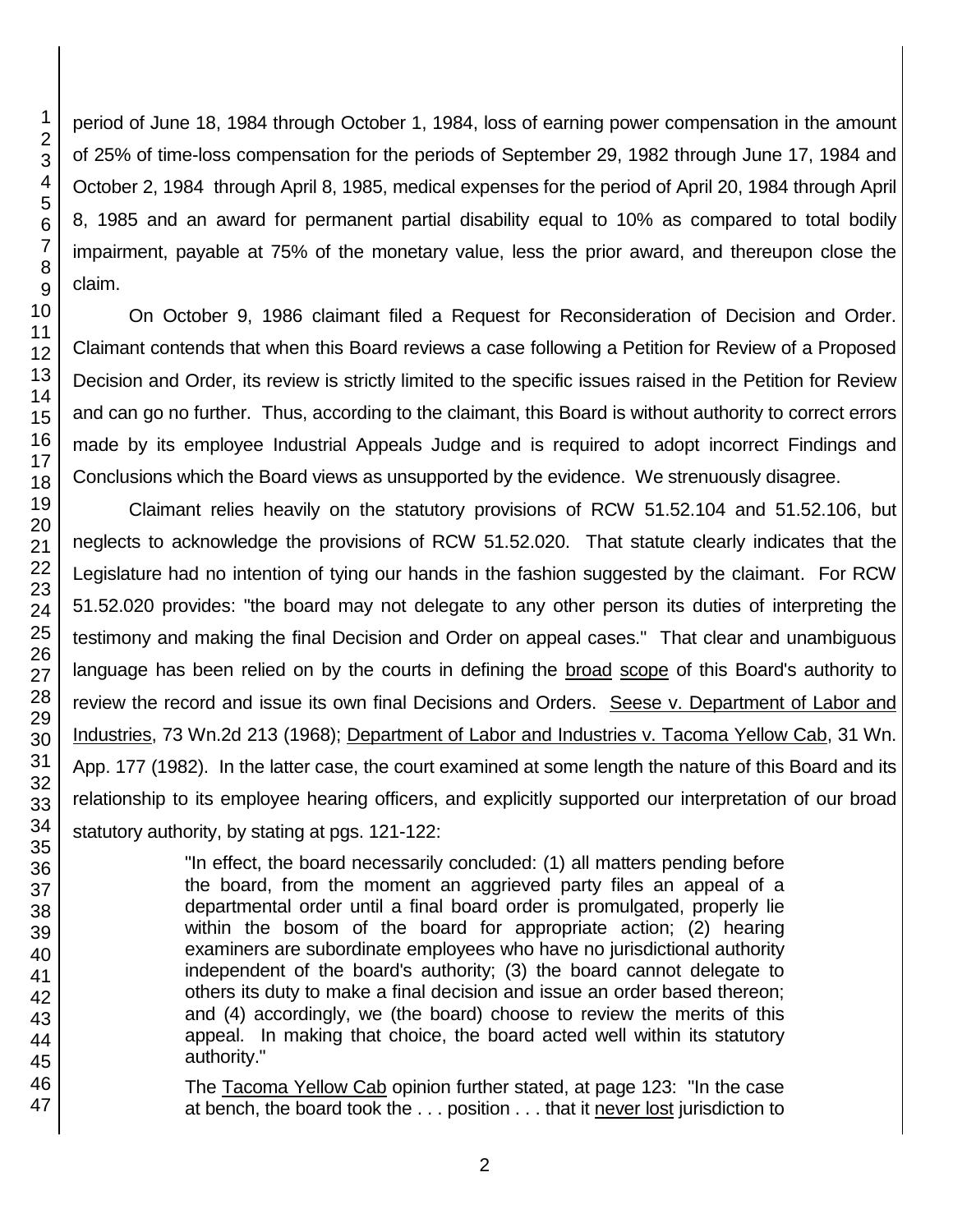period of June 18, 1984 through October 1, 1984, loss of earning power compensation in the amount of 25% of time-loss compensation for the periods of September 29, 1982 through June 17, 1984 and October 2, 1984 through April 8, 1985, medical expenses for the period of April 20, 1984 through April 8, 1985 and an award for permanent partial disability equal to 10% as compared to total bodily impairment, payable at 75% of the monetary value, less the prior award, and thereupon close the claim.

On October 9, 1986 claimant filed a Request for Reconsideration of Decision and Order. Claimant contends that when this Board reviews a case following a Petition for Review of a Proposed Decision and Order, its review is strictly limited to the specific issues raised in the Petition for Review and can go no further. Thus, according to the claimant, this Board is without authority to correct errors made by its employee Industrial Appeals Judge and is required to adopt incorrect Findings and Conclusions which the Board views as unsupported by the evidence. We strenuously disagree.

Claimant relies heavily on the statutory provisions of RCW 51.52.104 and 51.52.106, but neglects to acknowledge the provisions of RCW 51.52.020. That statute clearly indicates that the Legislature had no intention of tying our hands in the fashion suggested by the claimant. For RCW 51.52.020 provides: "the board may not delegate to any other person its duties of interpreting the testimony and making the final Decision and Order on appeal cases." That clear and unambiguous language has been relied on by the courts in defining the broad scope of this Board's authority to review the record and issue its own final Decisions and Orders. Seese v. Department of Labor and Industries, 73 Wn.2d 213 (1968); Department of Labor and Industries v. Tacoma Yellow Cab, 31 Wn. App. 177 (1982). In the latter case, the court examined at some length the nature of this Board and its relationship to its employee hearing officers, and explicitly supported our interpretation of our broad statutory authority, by stating at pgs. 121-122:

> "In effect, the board necessarily concluded: (1) all matters pending before the board, from the moment an aggrieved party files an appeal of a departmental order until a final board order is promulgated, properly lie within the bosom of the board for appropriate action; (2) hearing examiners are subordinate employees who have no jurisdictional authority independent of the board's authority; (3) the board cannot delegate to others its duty to make a final decision and issue an order based thereon; and (4) accordingly, we (the board) choose to review the merits of this appeal. In making that choice, the board acted well within its statutory authority."
>
> The Tacoma Yellow Cab opinion further stated, at page 123: "In the case at bench, the board took the . . . position . . . that it never lost jurisdiction to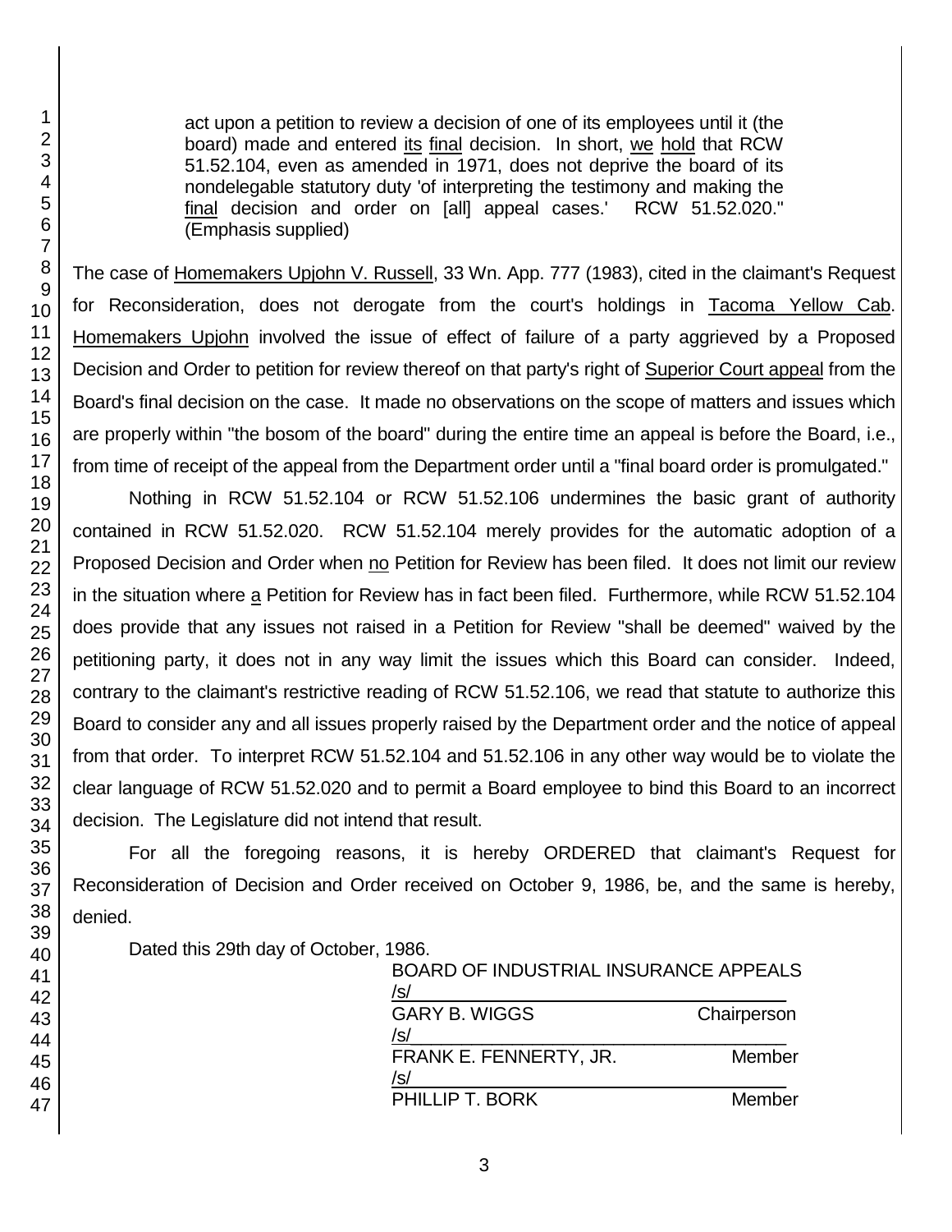> act upon a petition to review a decision of one of its employees until it (the board) made and entered its final decision. In short, we hold that RCW 51.52.104, even as amended in 1971, does not deprive the board of its nondelegable statutory duty 'of interpreting the testimony and making the final decision and order on [all] appeal cases.' RCW 51.52.020." (Emphasis supplied)

The case of Homemakers Upjohn V. Russell, 33 Wn. App. 777 (1983), cited in the claimant's Request for Reconsideration, does not derogate from the court's holdings in Tacoma Yellow Cab. Homemakers Upjohn involved the issue of effect of failure of a party aggrieved by a Proposed Decision and Order to petition for review thereof on that party's right of Superior Court appeal from the Board's final decision on the case. It made no observations on the scope of matters and issues which are properly within "the bosom of the board" during the entire time an appeal is before the Board, i.e., from time of receipt of the appeal from the Department order until a "final board order is promulgated."

Nothing in RCW 51.52.104 or RCW 51.52.106 undermines the basic grant of authority contained in RCW 51.52.020. RCW 51.52.104 merely provides for the automatic adoption of a Proposed Decision and Order when no Petition for Review has been filed. It does not limit our review in the situation where a Petition for Review has in fact been filed. Furthermore, while RCW 51.52.104 does provide that any issues not raised in a Petition for Review "shall be deemed" waived by the petitioning party, it does not in any way limit the issues which this Board can consider. Indeed, contrary to the claimant's restrictive reading of RCW 51.52.106, we read that statute to authorize this Board to consider any and all issues properly raised by the Department order and the notice of appeal from that order. To interpret RCW 51.52.104 and 51.52.106 in any other way would be to violate the clear language of RCW 51.52.020 and to permit a Board employee to bind this Board to an incorrect decision. The Legislature did not intend that result.

For all the foregoing reasons, it is hereby ORDERED that claimant's Request for Reconsideration of Decision and Order received on October 9, 1986, be, and the same is hereby, denied.

Dated this 29th day of October, 1986.

BOARD OF INDUSTRIAL INSURANCE APPEALS

/s/
GARY B. WIGGS — Chairperson

/s/
FRANK E. FENNERTY, JR. — Member

/s/
PHILLIP T. BORK — Member